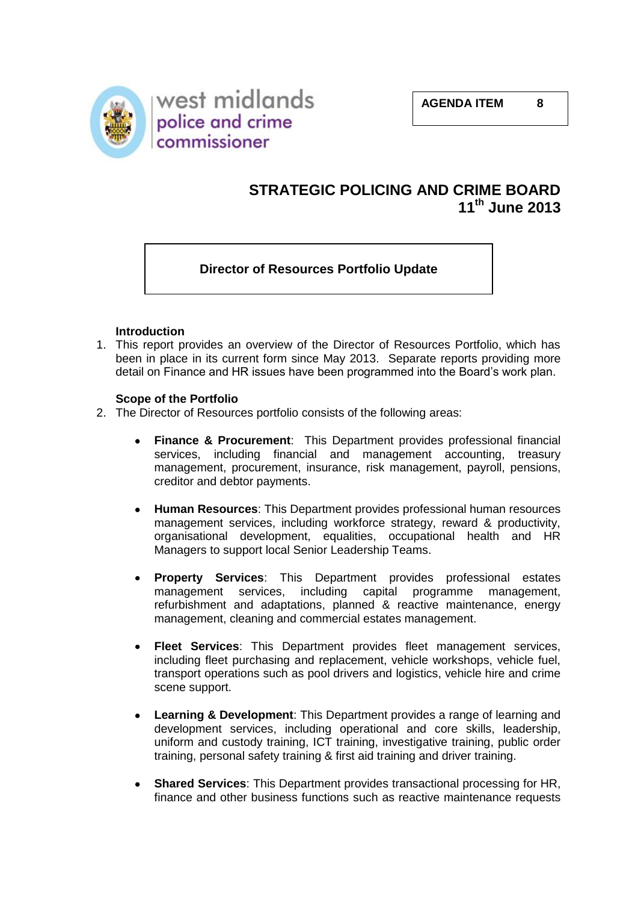west midlands police and crime commissioner

**AGENDA ITEM 8**

# STRATEGIC POLICING AND CRIME BOARD
## 11th June 2013

**Director of Resources Portfolio Update**

**Introduction**

1. This report provides an overview of the Director of Resources Portfolio, which has been in place in its current form since May 2013. Separate reports providing more detail on Finance and HR issues have been programmed into the Board's work plan.

**Scope of the Portfolio**

2. The Director of Resources portfolio consists of the following areas:

- **Finance & Procurement**: This Department provides professional financial services, including financial and management accounting, treasury management, procurement, insurance, risk management, payroll, pensions, creditor and debtor payments.

- **Human Resources**: This Department provides professional human resources management services, including workforce strategy, reward & productivity, organisational development, equalities, occupational health and HR Managers to support local Senior Leadership Teams.

- **Property Services**: This Department provides professional estates management services, including capital programme management, refurbishment and adaptations, planned & reactive maintenance, energy management, cleaning and commercial estates management.

- **Fleet Services**: This Department provides fleet management services, including fleet purchasing and replacement, vehicle workshops, vehicle fuel, transport operations such as pool drivers and logistics, vehicle hire and crime scene support.

- **Learning & Development**: This Department provides a range of learning and development services, including operational and core skills, leadership, uniform and custody training, ICT training, investigative training, public order training, personal safety training & first aid training and driver training.

- **Shared Services**: This Department provides transactional processing for HR, finance and other business functions such as reactive maintenance requests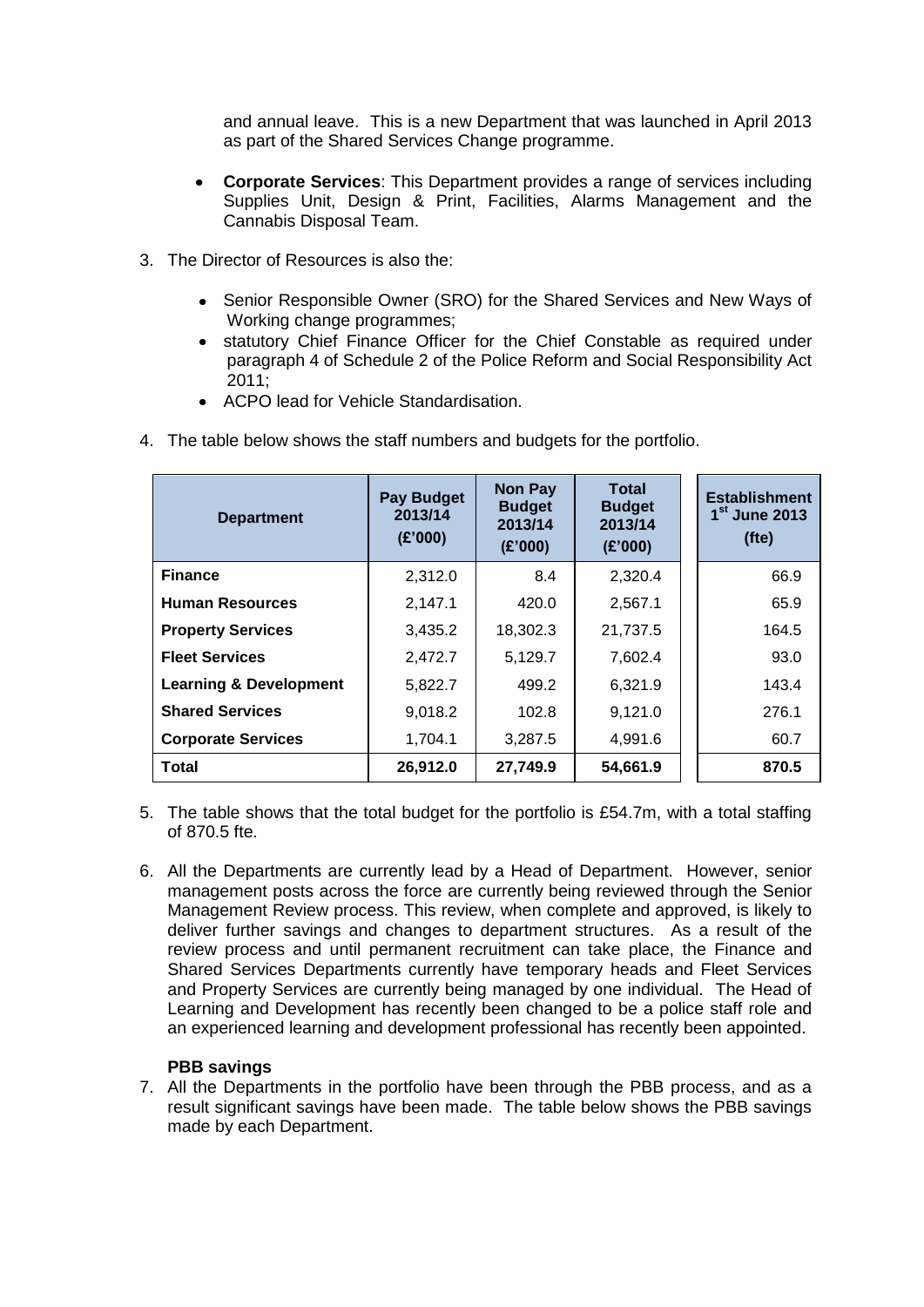and annual leave. This is a new Department that was launched in April 2013 as part of the Shared Services Change programme.

- **Corporate Services**: This Department provides a range of services including Supplies Unit, Design & Print, Facilities, Alarms Management and the Cannabis Disposal Team.

3. The Director of Resources is also the:

    - Senior Responsible Owner (SRO) for the Shared Services and New Ways of Working change programmes;
    - statutory Chief Finance Officer for the Chief Constable as required under paragraph 4 of Schedule 2 of the Police Reform and Social Responsibility Act 2011;
    - ACPO lead for Vehicle Standardisation.

4. The table below shows the staff numbers and budgets for the portfolio.

| Department | Pay Budget 2013/14 (£'000) | Non Pay Budget 2013/14 (£'000) | Total Budget 2013/14 (£'000) | Establishment 1st June 2013 (fte) |
|---|---|---|---|---|
| **Finance** | 2,312.0 | 8.4 | 2,320.4 | 66.9 |
| **Human Resources** | 2,147.1 | 420.0 | 2,567.1 | 65.9 |
| **Property Services** | 3,435.2 | 18,302.3 | 21,737.5 | 164.5 |
| **Fleet Services** | 2,472.7 | 5,129.7 | 7,602.4 | 93.0 |
| **Learning & Development** | 5,822.7 | 499.2 | 6,321.9 | 143.4 |
| **Shared Services** | 9,018.2 | 102.8 | 9,121.0 | 276.1 |
| **Corporate Services** | 1,704.1 | 3,287.5 | 4,991.6 | 60.7 |
| **Total** | **26,912.0** | **27,749.9** | **54,661.9** | **870.5** |

5. The table shows that the total budget for the portfolio is £54.7m, with a total staffing of 870.5 fte.

6. All the Departments are currently lead by a Head of Department. However, senior management posts across the force are currently being reviewed through the Senior Management Review process. This review, when complete and approved, is likely to deliver further savings and changes to department structures. As a result of the review process and until permanent recruitment can take place, the Finance and Shared Services Departments currently have temporary heads and Fleet Services and Property Services are currently being managed by one individual. The Head of Learning and Development has recently been changed to be a police staff role and an experienced learning and development professional has recently been appointed.

**PBB savings**

7. All the Departments in the portfolio have been through the PBB process, and as a result significant savings have been made. The table below shows the PBB savings made by each Department.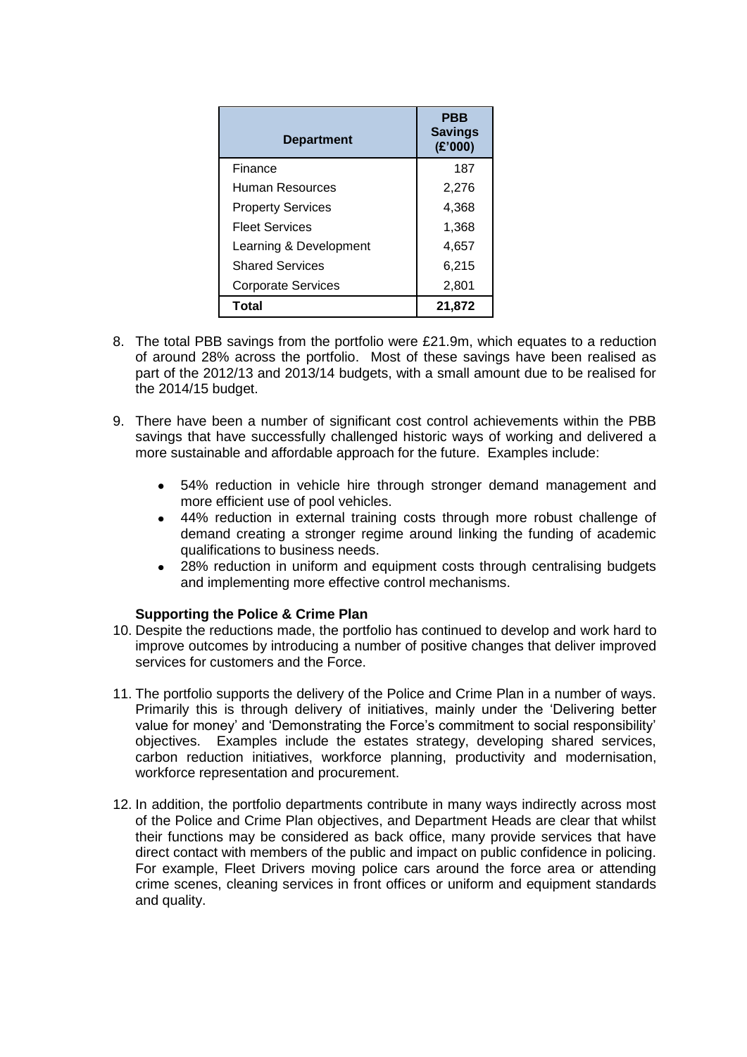| Department | PBB Savings (£'000) |
| --- | --- |
| Finance | 187 |
| Human Resources | 2,276 |
| Property Services | 4,368 |
| Fleet Services | 1,368 |
| Learning & Development | 4,657 |
| Shared Services | 6,215 |
| Corporate Services | 2,801 |
| **Total** | **21,872** |

8. The total PBB savings from the portfolio were £21.9m, which equates to a reduction of around 28% across the portfolio. Most of these savings have been realised as part of the 2012/13 and 2013/14 budgets, with a small amount due to be realised for the 2014/15 budget.

9. There have been a number of significant cost control achievements within the PBB savings that have successfully challenged historic ways of working and delivered a more sustainable and affordable approach for the future. Examples include:

   - 54% reduction in vehicle hire through stronger demand management and more efficient use of pool vehicles.
   - 44% reduction in external training costs through more robust challenge of demand creating a stronger regime around linking the funding of academic qualifications to business needs.
   - 28% reduction in uniform and equipment costs through centralising budgets and implementing more effective control mechanisms.

### Supporting the Police & Crime Plan

10. Despite the reductions made, the portfolio has continued to develop and work hard to improve outcomes by introducing a number of positive changes that deliver improved services for customers and the Force.

11. The portfolio supports the delivery of the Police and Crime Plan in a number of ways. Primarily this is through delivery of initiatives, mainly under the 'Delivering better value for money' and 'Demonstrating the Force's commitment to social responsibility' objectives. Examples include the estates strategy, developing shared services, carbon reduction initiatives, workforce planning, productivity and modernisation, workforce representation and procurement.

12. In addition, the portfolio departments contribute in many ways indirectly across most of the Police and Crime Plan objectives, and Department Heads are clear that whilst their functions may be considered as back office, many provide services that have direct contact with members of the public and impact on public confidence in policing. For example, Fleet Drivers moving police cars around the force area or attending crime scenes, cleaning services in front offices or uniform and equipment standards and quality.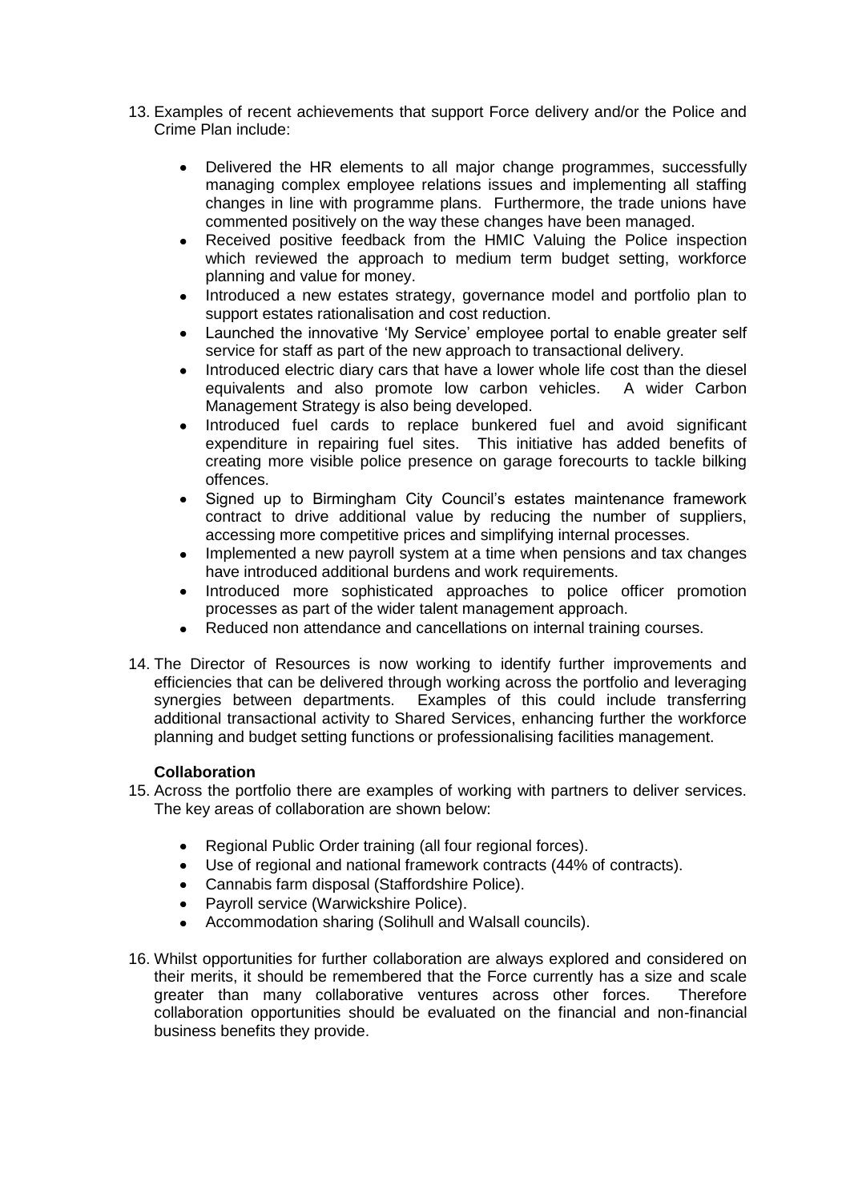13. Examples of recent achievements that support Force delivery and/or the Police and Crime Plan include:

    - Delivered the HR elements to all major change programmes, successfully managing complex employee relations issues and implementing all staffing changes in line with programme plans. Furthermore, the trade unions have commented positively on the way these changes have been managed.
    - Received positive feedback from the HMIC Valuing the Police inspection which reviewed the approach to medium term budget setting, workforce planning and value for money.
    - Introduced a new estates strategy, governance model and portfolio plan to support estates rationalisation and cost reduction.
    - Launched the innovative 'My Service' employee portal to enable greater self service for staff as part of the new approach to transactional delivery.
    - Introduced electric diary cars that have a lower whole life cost than the diesel equivalents and also promote low carbon vehicles. A wider Carbon Management Strategy is also being developed.
    - Introduced fuel cards to replace bunkered fuel and avoid significant expenditure in repairing fuel sites. This initiative has added benefits of creating more visible police presence on garage forecourts to tackle bilking offences.
    - Signed up to Birmingham City Council's estates maintenance framework contract to drive additional value by reducing the number of suppliers, accessing more competitive prices and simplifying internal processes.
    - Implemented a new payroll system at a time when pensions and tax changes have introduced additional burdens and work requirements.
    - Introduced more sophisticated approaches to police officer promotion processes as part of the wider talent management approach.
    - Reduced non attendance and cancellations on internal training courses.

14. The Director of Resources is now working to identify further improvements and efficiencies that can be delivered through working across the portfolio and leveraging synergies between departments. Examples of this could include transferring additional transactional activity to Shared Services, enhancing further the workforce planning and budget setting functions or professionalising facilities management.

**Collaboration**

15. Across the portfolio there are examples of working with partners to deliver services. The key areas of collaboration are shown below:

    - Regional Public Order training (all four regional forces).
    - Use of regional and national framework contracts (44% of contracts).
    - Cannabis farm disposal (Staffordshire Police).
    - Payroll service (Warwickshire Police).
    - Accommodation sharing (Solihull and Walsall councils).

16. Whilst opportunities for further collaboration are always explored and considered on their merits, it should be remembered that the Force currently has a size and scale greater than many collaborative ventures across other forces. Therefore collaboration opportunities should be evaluated on the financial and non-financial business benefits they provide.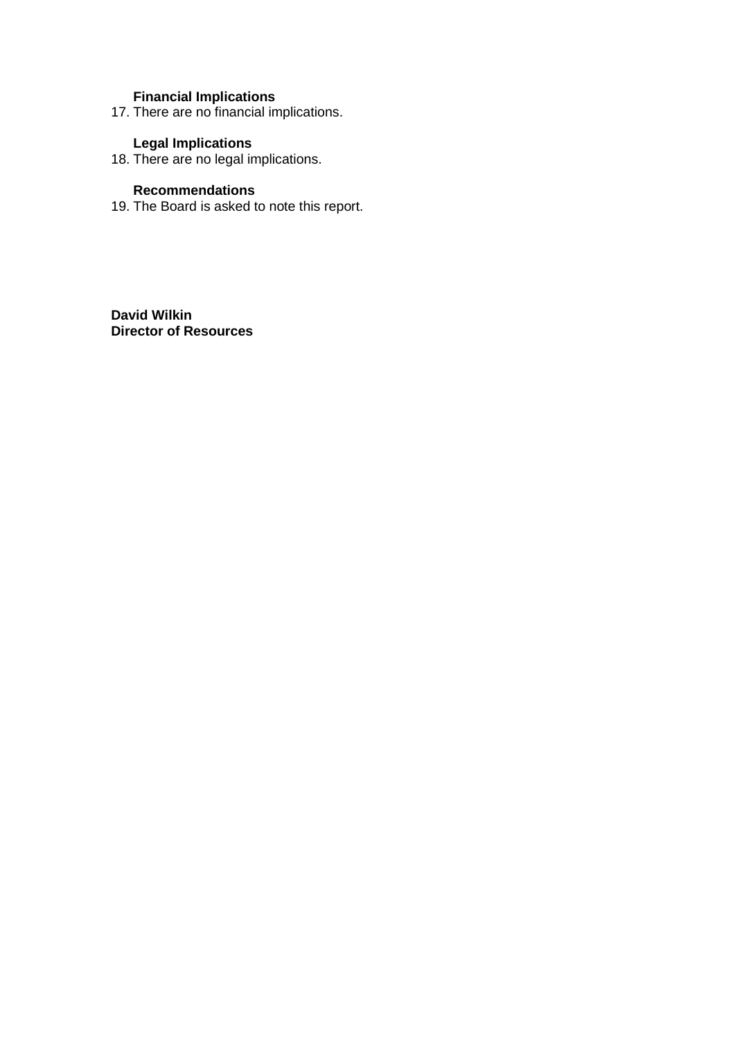**Financial Implications**

17. There are no financial implications.

**Legal Implications**

18. There are no legal implications.

**Recommendations**

19. The Board is asked to note this report.

**David Wilkin**
**Director of Resources**